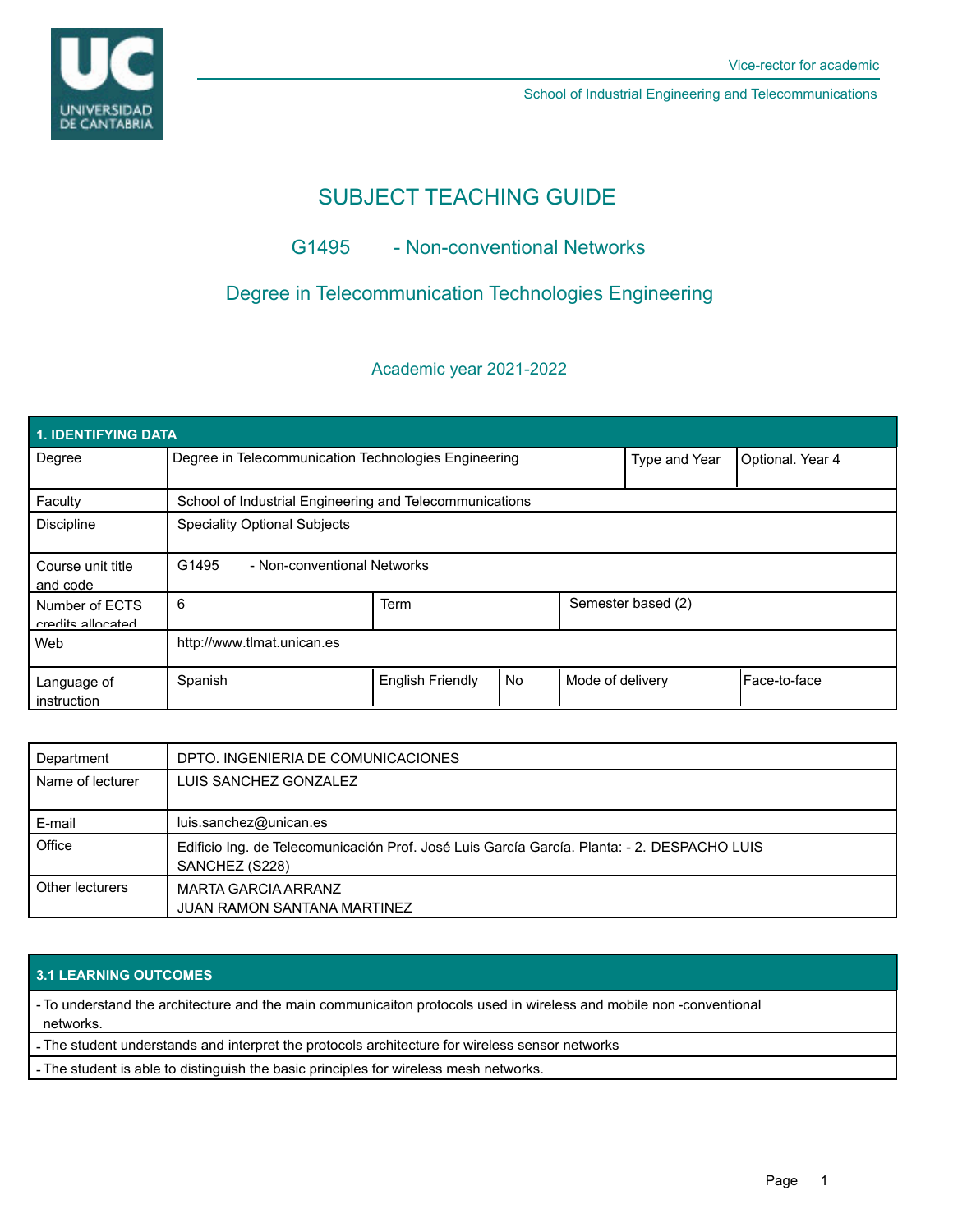Vice-rector for academic

School of Industrial Engineering and Telecommunications

# SUBJECT TEACHING GUIDE

## G1495 - Non-conventional Networks

## Degree in Telecommunication Technologies Engineering

Academic year 2021-2022

| 1. IDENTIFYING DATA | | | | | |
|---|---|---|---|---|---|
| Degree | Degree in Telecommunication Technologies Engineering | | | Type and Year | Optional. Year 4 |
| Faculty | School of Industrial Engineering and Telecommunications | | | | |
| Discipline | Speciality Optional Subjects | | | | |
| Course unit title and code | G1495 - Non-conventional Networks | | | | |
| Number of ECTS credits allocated | 6 | Term | | Semester based (2) | |
| Web | http://www.tlmat.unican.es | | | | |
| Language of instruction | Spanish | English Friendly | No | Mode of delivery | Face-to-face |

| | |
|---|---|
| Department | DPTO. INGENIERIA DE COMUNICACIONES |
| Name of lecturer | LUIS SANCHEZ GONZALEZ |
| E-mail | luis.sanchez@unican.es |
| Office | Edificio Ing. de Telecomunicación Prof. José Luis García García. Planta: - 2. DESPACHO LUIS SANCHEZ (S228) |
| Other lecturers | MARTA GARCIA ARRANZ<br>JUAN RAMON SANTANA MARTINEZ |

| 3.1 LEARNING OUTCOMES |
|---|
| - To understand the architecture and the main communicaiton protocols used in wireless and mobile non -conventional networks. |
| - The student understands and interpret the protocols architecture for wireless sensor networks |
| - The student is able to distinguish the basic principles for wireless mesh networks. |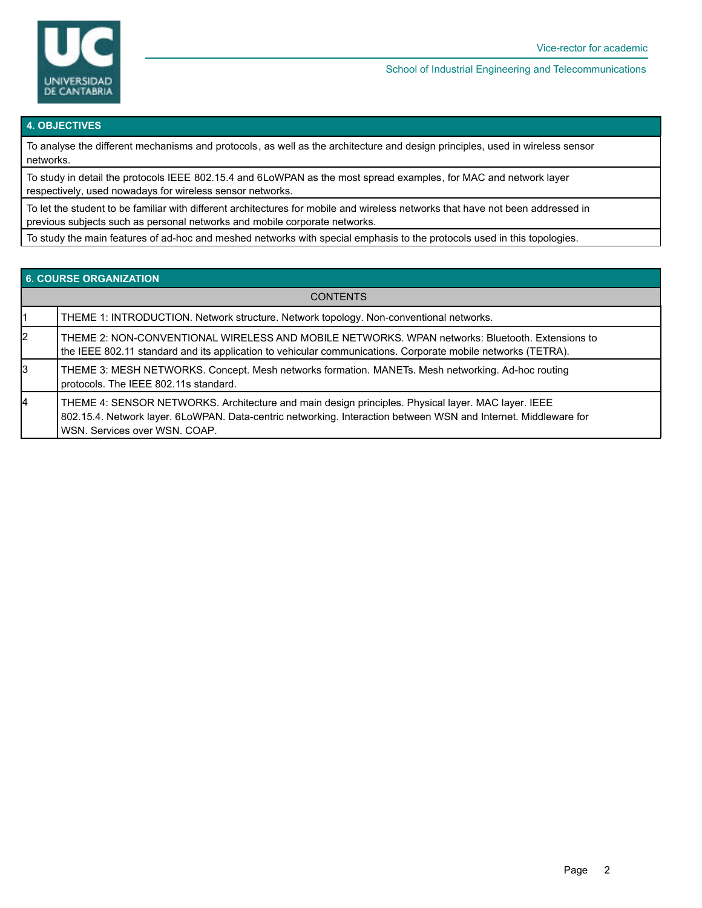## 4. OBJECTIVES

To analyse the different mechanisms and protocols, as well as the architecture and design principles, used in wireless sensor networks.

To study in detail the protocols IEEE 802.15.4 and 6LoWPAN as the most spread examples, for MAC and network layer respectively, used nowadays for wireless sensor networks.

To let the student to be familiar with different architectures for mobile and wireless networks that have not been addressed in previous subjects such as personal networks and mobile corporate networks.

To study the main features of ad-hoc and meshed networks with special emphasis to the protocols used in this topologies.

## 6. COURSE ORGANIZATION

| | CONTENTS |
|---|---|
| 1 | THEME 1: INTRODUCTION. Network structure. Network topology. Non-conventional networks. |
| 2 | THEME 2: NON-CONVENTIONAL WIRELESS AND MOBILE NETWORKS. WPAN networks: Bluetooth. Extensions to the IEEE 802.11 standard and its application to vehicular communications. Corporate mobile networks (TETRA). |
| 3 | THEME 3: MESH NETWORKS. Concept. Mesh networks formation. MANETs. Mesh networking. Ad-hoc routing protocols. The IEEE 802.11s standard. |
| 4 | THEME 4: SENSOR NETWORKS. Architecture and main design principles. Physical layer. MAC layer. IEEE 802.15.4. Network layer. 6LoWPAN. Data-centric networking. Interaction between WSN and Internet. Middleware for WSN. Services over WSN. COAP. |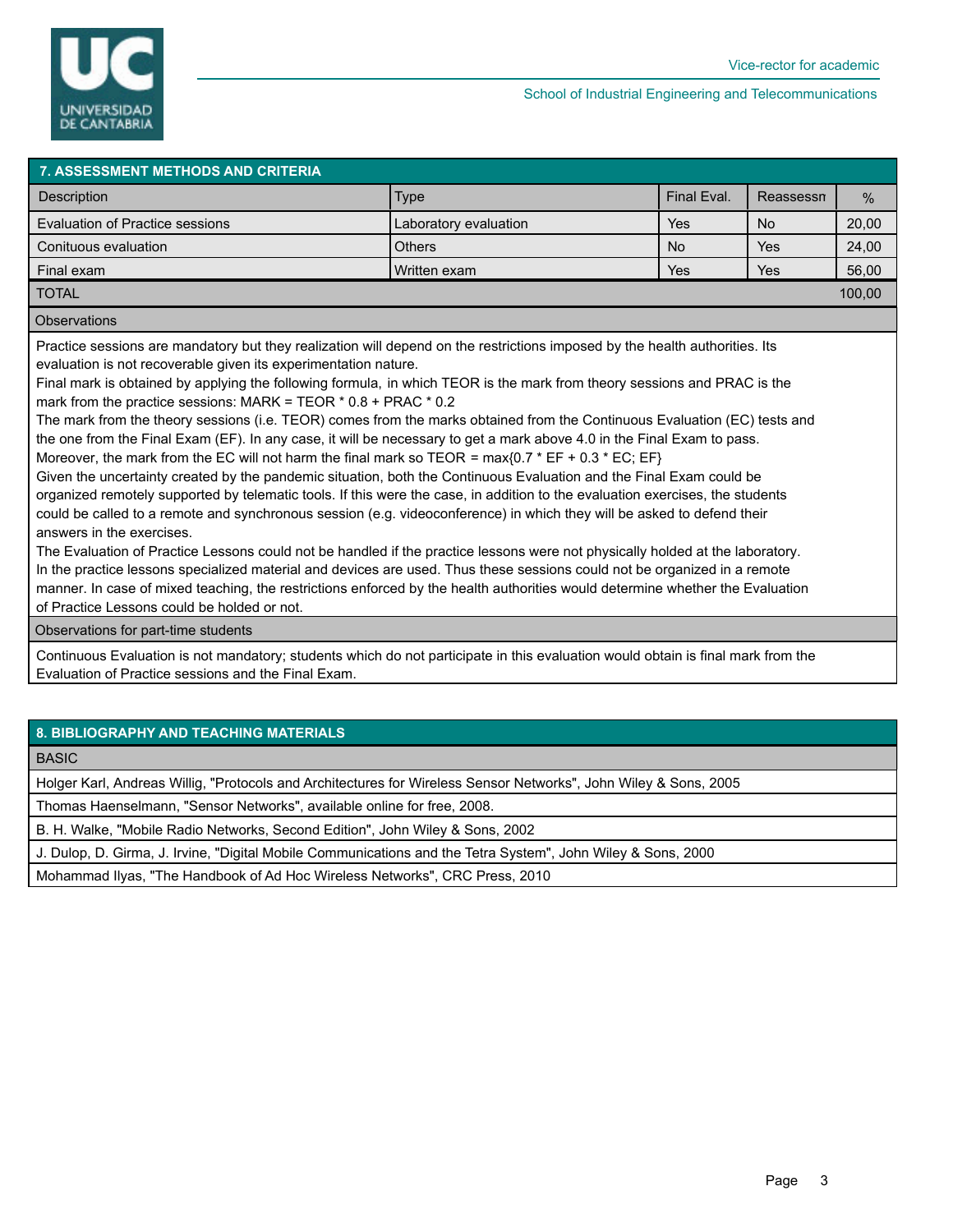## 7. ASSESSMENT METHODS AND CRITERIA

| Description | Type | Final Eval. | Reassessn | % |
|---|---|---|---|---|
| Evaluation of Practice sessions | Laboratory evaluation | Yes | No | 20,00 |
| Conituous evaluation | Others | No | Yes | 24,00 |
| Final exam | Written exam | Yes | Yes | 56,00 |
| TOTAL | | | | 100,00 |

**Observations**

Practice sessions are mandatory but they realization will depend on the restrictions imposed by the health authorities. Its evaluation is not recoverable given its experimentation nature.
Final mark is obtained by applying the following formula, in which TEOR is the mark from theory sessions and PRAC is the mark from the practice sessions: MARK = TEOR * 0.8 + PRAC * 0.2
The mark from the theory sessions (i.e. TEOR) comes from the marks obtained from the Continuous Evaluation (EC) tests and the one from the Final Exam (EF). In any case, it will be necessary to get a mark above 4.0 in the Final Exam to pass. Moreover, the mark from the EC will not harm the final mark so TEOR = max{0.7 * EF + 0.3 * EC; EF}
Given the uncertainty created by the pandemic situation, both the Continuous Evaluation and the Final Exam could be organized remotely supported by telematic tools. If this were the case, in addition to the evaluation exercises, the students could be called to a remote and synchronous session (e.g. videoconference) in which they will be asked to defend their answers in the exercises.
The Evaluation of Practice Lessons could not be handled if the practice lessons were not physically holded at the laboratory. In the practice lessons specialized material and devices are used. Thus these sessions could not be organized in a remote manner. In case of mixed teaching, the restrictions enforced by the health authorities would determine whether the Evaluation of Practice Lessons could be holded or not.

**Observations for part-time students**

Continuous Evaluation is not mandatory; students which do not participate in this evaluation would obtain is final mark from the Evaluation of Practice sessions and the Final Exam.

## 8. BIBLIOGRAPHY AND TEACHING MATERIALS

**BASIC**

Holger Karl, Andreas Willig, "Protocols and Architectures for Wireless Sensor Networks", John Wiley & Sons, 2005

Thomas Haenselmann, "Sensor Networks", available online for free, 2008.

B. H. Walke, "Mobile Radio Networks, Second Edition", John Wiley & Sons, 2002

J. Dulop, D. Girma, J. Irvine, "Digital Mobile Communications and the Tetra System", John Wiley & Sons, 2000

Mohammad Ilyas, "The Handbook of Ad Hoc Wireless Networks", CRC Press, 2010